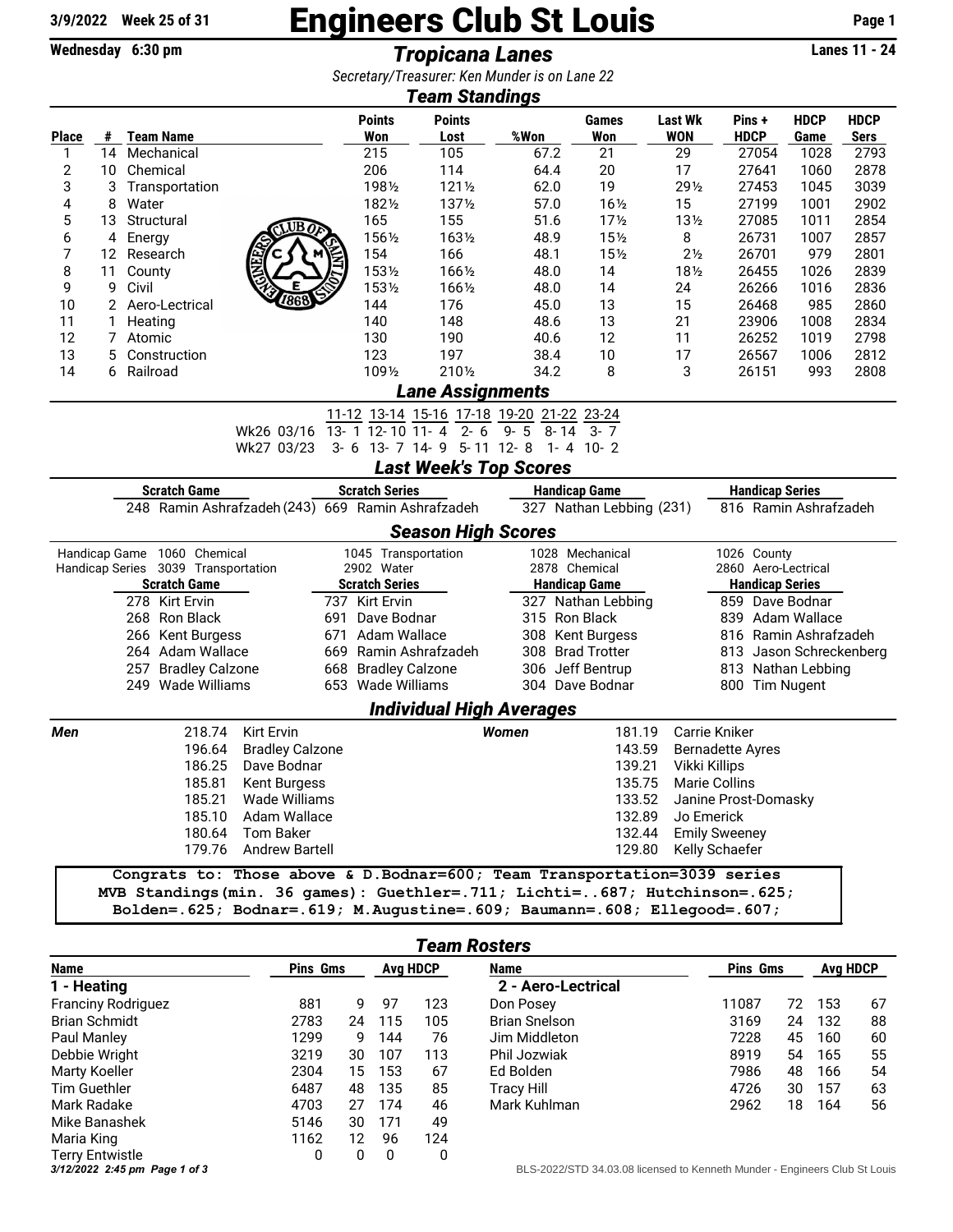# Engineers Club St Louis

3/9/2022 Week 25 of 31

Wednesday 6:30 pm

## *Tropicana Lanes*

Lanes 11 - 24

*Secretary/Treasurer: Ken Munder is on Lane 22*

### *Team Standings*

| Place | # | Team Name | Points Won | Points Lost | %Won | Games Won | Last Wk WON | Pins + HDCP | HDCP Game | HDCP Sers |
|---|---|---|---|---|---|---|---|---|---|---|
| 1 | 14 | Mechanical | 215 | 105 | 67.2 | 21 | 29 | 27054 | 1028 | 2793 |
| 2 | 10 | Chemical | 206 | 114 | 64.4 | 20 | 17 | 27641 | 1060 | 2878 |
| 3 | 3 | Transportation | 198½ | 121½ | 62.0 | 19 | 29½ | 27453 | 1045 | 3039 |
| 4 | 8 | Water | 182½ | 137½ | 57.0 | 16½ | 15 | 27199 | 1001 | 2902 |
| 5 | 13 | Structural | 165 | 155 | 51.6 | 17½ | 13½ | 27085 | 1011 | 2854 |
| 6 | 4 | Energy | 156½ | 163½ | 48.9 | 15½ | 8 | 26731 | 1007 | 2857 |
| 7 | 12 | Research | 154 | 166 | 48.1 | 15½ | 2½ | 26701 | 979 | 2801 |
| 8 | 11 | County | 153½ | 166½ | 48.0 | 14 | 18½ | 26455 | 1026 | 2839 |
| 9 | 9 | Civil | 153½ | 166½ | 48.0 | 14 | 24 | 26266 | 1016 | 2836 |
| 10 | 2 | Aero-Lectrical | 144 | 176 | 45.0 | 13 | 15 | 26468 | 985 | 2860 |
| 11 | 1 | Heating | 140 | 148 | 48.6 | 13 | 21 | 23906 | 1008 | 2834 |
| 12 | 7 | Atomic | 130 | 190 | 40.6 | 12 | 11 | 26252 | 1019 | 2798 |
| 13 | 5 | Construction | 123 | 197 | 38.4 | 10 | 17 | 26567 | 1006 | 2812 |
| 14 | 6 | Railroad | 109½ | 210½ | 34.2 | 8 | 3 | 26151 | 993 | 2808 |

### *Lane Assignments*

| | 11-12 | 13-14 | 15-16 | 17-18 | 19-20 | 21-22 | 23-24 |
|---|---|---|---|---|---|---|---|
| Wk26 03/16 | 13- 1 | 12- 10 | 11- 4 | 2- 6 | 9- 5 | 8- 14 | 3- 7 |
| Wk27 03/23 | 3- 6 | 13- 7 | 14- 9 | 5- 11 | 12- 8 | 1- 4 | 10- 2 |

### *Last Week's Top Scores*

| Scratch Game | Scratch Series | Handicap Game | Handicap Series |
|---|---|---|---|
| 248 Ramin Ashrafzadeh (243) | 669 Ramin Ashrafzadeh | 327 Nathan Lebbing (231) | 816 Ramin Ashrafzadeh |

### *Season High Scores*

Handicap Game: 1060 Chemical, 1045 Transportation, 1028 Mechanical, 1026 County

Handicap Series: 3039 Transportation, 2902 Water, 2878 Chemical, 2860 Aero-Lectrical

| Scratch Game | Scratch Series | Handicap Game | Handicap Series |
|---|---|---|---|
| 278 Kirt Ervin | 737 Kirt Ervin | 327 Nathan Lebbing | 859 Dave Bodnar |
| 268 Ron Black | 691 Dave Bodnar | 315 Ron Black | 839 Adam Wallace |
| 266 Kent Burgess | 671 Adam Wallace | 308 Kent Burgess | 816 Ramin Ashrafzadeh |
| 264 Adam Wallace | 669 Ramin Ashrafzadeh | 308 Brad Trotter | 813 Jason Schreckenberg |
| 257 Bradley Calzone | 668 Bradley Calzone | 306 Jeff Bentrup | 813 Nathan Lebbing |
| 249 Wade Williams | 653 Wade Williams | 304 Dave Bodnar | 800 Tim Nugent |

### *Individual High Averages*

| Men | | Women | |
|---|---|---|---|
| 218.74 | Kirt Ervin | 181.19 | Carrie Kniker |
| 196.64 | Bradley Calzone | 143.59 | Bernadette Ayres |
| 186.25 | Dave Bodnar | 139.21 | Vikki Killips |
| 185.81 | Kent Burgess | 135.75 | Marie Collins |
| 185.21 | Wade Williams | 133.52 | Janine Prost-Domasky |
| 185.10 | Adam Wallace | 132.89 | Jo Emerick |
| 180.64 | Tom Baker | 132.44 | Emily Sweeney |
| 179.76 | Andrew Bartell | 129.80 | Kelly Schaefer |

**Congrats to: Those above & D.Bodnar=600; Team Transportation=3039 series**
**MVB Standings(min. 36 games): Guethler=.711; Lichti=..687; Hutchinson=.625; Bolden=.625; Bodnar=.619; M.Augustine=.609; Baumann=.608; Ellegood=.607;**

### *Team Rosters*

**1 - Heating**

| Name | Pins | Gms | Avg | HDCP |
|---|---|---|---|---|
| Franciny Rodriguez | 881 | 9 | 97 | 123 |
| Brian Schmidt | 2783 | 24 | 115 | 105 |
| Paul Manley | 1299 | 9 | 144 | 76 |
| Debbie Wright | 3219 | 30 | 107 | 113 |
| Marty Koeller | 2304 | 15 | 153 | 67 |
| Tim Guethler | 6487 | 48 | 135 | 85 |
| Mark Radake | 4703 | 27 | 174 | 46 |
| Mike Banashek | 5146 | 30 | 171 | 49 |
| Maria King | 1162 | 12 | 96 | 124 |
| Terry Entwistle | 0 | 0 | 0 | 0 |

**2 - Aero-Lectrical**

| Name | Pins | Gms | Avg | HDCP |
|---|---|---|---|---|
| Don Posey | 11087 | 72 | 153 | 67 |
| Brian Snelson | 3169 | 24 | 132 | 88 |
| Jim Middleton | 7228 | 45 | 160 | 60 |
| Phil Jozwiak | 8919 | 54 | 165 | 55 |
| Ed Bolden | 7986 | 48 | 166 | 54 |
| Tracy Hill | 4726 | 30 | 157 | 63 |
| Mark Kuhlman | 2962 | 18 | 164 | 56 |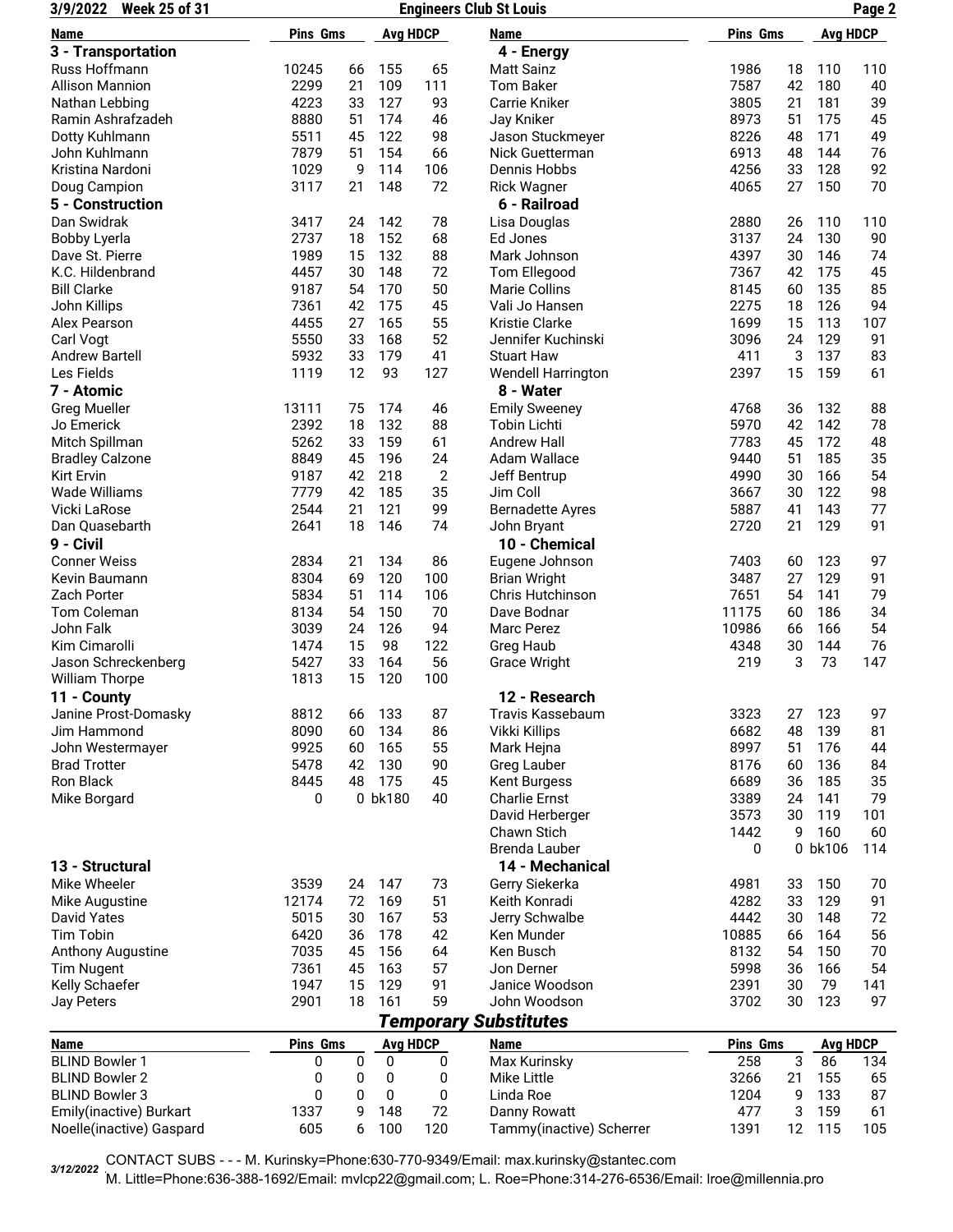3/9/2022 Week 25 of 31 — Engineers Club St Louis

| Name | Pins | Gms | Avg | HDCP |
|---|---|---|---|---|
| **3 - Transportation** | | | | |
| Russ Hoffmann | 10245 | 66 | 155 | 65 |
| Allison Mannion | 2299 | 21 | 109 | 111 |
| Nathan Lebbing | 4223 | 33 | 127 | 93 |
| Ramin Ashrafzadeh | 8880 | 51 | 174 | 46 |
| Dotty Kuhlmann | 5511 | 45 | 122 | 98 |
| John Kuhlmann | 7879 | 51 | 154 | 66 |
| Kristina Nardoni | 1029 | 9 | 114 | 106 |
| Doug Campion | 3117 | 21 | 148 | 72 |
| **4 - Energy** | | | | |
| Matt Sainz | 1986 | 18 | 110 | 110 |
| Tom Baker | 7587 | 42 | 180 | 40 |
| Carrie Kniker | 3805 | 21 | 181 | 39 |
| Jay Kniker | 8973 | 51 | 175 | 45 |
| Jason Stuckmeyer | 8226 | 48 | 171 | 49 |
| Nick Guetterman | 6913 | 48 | 144 | 76 |
| Dennis Hobbs | 4256 | 33 | 128 | 92 |
| Rick Wagner | 4065 | 27 | 150 | 70 |
| **5 - Construction** | | | | |
| Dan Swidrak | 3417 | 24 | 142 | 78 |
| Bobby Lyerla | 2737 | 18 | 152 | 68 |
| Dave St. Pierre | 1989 | 15 | 132 | 88 |
| K.C. Hildenbrand | 4457 | 30 | 148 | 72 |
| Bill Clarke | 9187 | 54 | 170 | 50 |
| John Killips | 7361 | 42 | 175 | 45 |
| Alex Pearson | 4455 | 27 | 165 | 55 |
| Carl Vogt | 5550 | 33 | 168 | 52 |
| Andrew Bartell | 5932 | 33 | 179 | 41 |
| Les Fields | 1119 | 12 | 93 | 127 |
| **6 - Railroad** | | | | |
| Lisa Douglas | 2880 | 26 | 110 | 110 |
| Ed Jones | 3137 | 24 | 130 | 90 |
| Mark Johnson | 4397 | 30 | 146 | 74 |
| Tom Ellegood | 7367 | 42 | 175 | 45 |
| Marie Collins | 8145 | 60 | 135 | 85 |
| Vali Jo Hansen | 2275 | 18 | 126 | 94 |
| Kristie Clarke | 1699 | 15 | 113 | 107 |
| Jennifer Kuchinski | 3096 | 24 | 129 | 91 |
| Stuart Haw | 411 | 3 | 137 | 83 |
| Wendell Harrington | 2397 | 15 | 159 | 61 |
| **7 - Atomic** | | | | |
| Greg Mueller | 13111 | 75 | 174 | 46 |
| Jo Emerick | 2392 | 18 | 132 | 88 |
| Mitch Spillman | 5262 | 33 | 159 | 61 |
| Bradley Calzone | 8849 | 45 | 196 | 24 |
| Kirt Ervin | 9187 | 42 | 218 | 2 |
| Wade Williams | 7779 | 42 | 185 | 35 |
| Vicki LaRose | 2544 | 21 | 121 | 99 |
| Dan Quasebarth | 2641 | 18 | 146 | 74 |
| **8 - Water** | | | | |
| Emily Sweeney | 4768 | 36 | 132 | 88 |
| Tobin Lichti | 5970 | 42 | 142 | 78 |
| Andrew Hall | 7783 | 45 | 172 | 48 |
| Adam Wallace | 9440 | 51 | 185 | 35 |
| Jeff Bentrup | 4990 | 30 | 166 | 54 |
| Jim Coll | 3667 | 30 | 122 | 98 |
| Bernadette Ayres | 5887 | 41 | 143 | 77 |
| John Bryant | 2720 | 21 | 129 | 91 |
| **9 - Civil** | | | | |
| Conner Weiss | 2834 | 21 | 134 | 86 |
| Kevin Baumann | 8304 | 69 | 120 | 100 |
| Zach Porter | 5834 | 51 | 114 | 106 |
| Tom Coleman | 8134 | 54 | 150 | 70 |
| John Falk | 3039 | 24 | 126 | 94 |
| Kim Cimarolli | 1474 | 15 | 98 | 122 |
| Jason Schreckenberg | 5427 | 33 | 164 | 56 |
| William Thorpe | 1813 | 15 | 120 | 100 |
| **10 - Chemical** | | | | |
| Eugene Johnson | 7403 | 60 | 123 | 97 |
| Brian Wright | 3487 | 27 | 129 | 91 |
| Chris Hutchinson | 7651 | 54 | 141 | 79 |
| Dave Bodnar | 11175 | 60 | 186 | 34 |
| Marc Perez | 10986 | 66 | 166 | 54 |
| Greg Haub | 4348 | 30 | 144 | 76 |
| Grace Wright | 219 | 3 | 73 | 147 |
| **11 - County** | | | | |
| Janine Prost-Domasky | 8812 | 66 | 133 | 87 |
| Jim Hammond | 8090 | 60 | 134 | 86 |
| John Westermayer | 9925 | 60 | 165 | 55 |
| Brad Trotter | 5478 | 42 | 130 | 90 |
| Ron Black | 8445 | 48 | 175 | 45 |
| Mike Borgard | 0 | 0 | bk180 | 40 |
| **12 - Research** | | | | |
| Travis Kassebaum | 3323 | 27 | 123 | 97 |
| Vikki Killips | 6682 | 48 | 139 | 81 |
| Mark Hejna | 8997 | 51 | 176 | 44 |
| Greg Lauber | 8176 | 60 | 136 | 84 |
| Kent Burgess | 6689 | 36 | 185 | 35 |
| Charlie Ernst | 3389 | 24 | 141 | 79 |
| David Herberger | 3573 | 30 | 119 | 101 |
| Chawn Stich | 1442 | 9 | 160 | 60 |
| Brenda Lauber | 0 | 0 | bk106 | 114 |
| **13 - Structural** | | | | |
| Mike Wheeler | 3539 | 24 | 147 | 73 |
| Mike Augustine | 12174 | 72 | 169 | 51 |
| David Yates | 5015 | 30 | 167 | 53 |
| Tim Tobin | 6420 | 36 | 178 | 42 |
| Anthony Augustine | 7035 | 45 | 156 | 64 |
| Tim Nugent | 7361 | 45 | 163 | 57 |
| Kelly Schaefer | 1947 | 15 | 129 | 91 |
| Jay Peters | 2901 | 18 | 161 | 59 |
| **14 - Mechanical** | | | | |
| Gerry Siekerka | 4981 | 33 | 150 | 70 |
| Keith Konradi | 4282 | 33 | 129 | 91 |
| Jerry Schwalbe | 4442 | 30 | 148 | 72 |
| Ken Munder | 10885 | 66 | 164 | 56 |
| Ken Busch | 8132 | 54 | 150 | 70 |
| Jon Derner | 5998 | 36 | 166 | 54 |
| Janice Woodson | 2391 | 30 | 79 | 141 |
| John Woodson | 3702 | 30 | 123 | 97 |

## *Temporary Substitutes*

| Name | Pins | Gms | Avg | HDCP |
|---|---|---|---|---|
| BLIND Bowler 1 | 0 | 0 | 0 | 0 |
| BLIND Bowler 2 | 0 | 0 | 0 | 0 |
| BLIND Bowler 3 | 0 | 0 | 0 | 0 |
| Emily(inactive) Burkart | 1337 | 9 | 148 | 72 |
| Noelle(inactive) Gaspard | 605 | 6 | 100 | 120 |
| Max Kurinsky | 258 | 3 | 86 | 134 |
| Mike Little | 3266 | 21 | 155 | 65 |
| Linda Roe | 1204 | 9 | 133 | 87 |
| Danny Rowatt | 477 | 3 | 159 | 61 |
| Tammy(inactive) Scherrer | 1391 | 12 | 115 | 105 |

*3/12/2022*

CONTACT SUBS - - - M. Kurinsky=Phone:630-770-9349/Email: max.kurinsky@stantec.com
M. Little=Phone:636-388-1692/Email: mvlcp22@gmail.com; L. Roe=Phone:314-276-6536/Email: lroe@millennia.pro